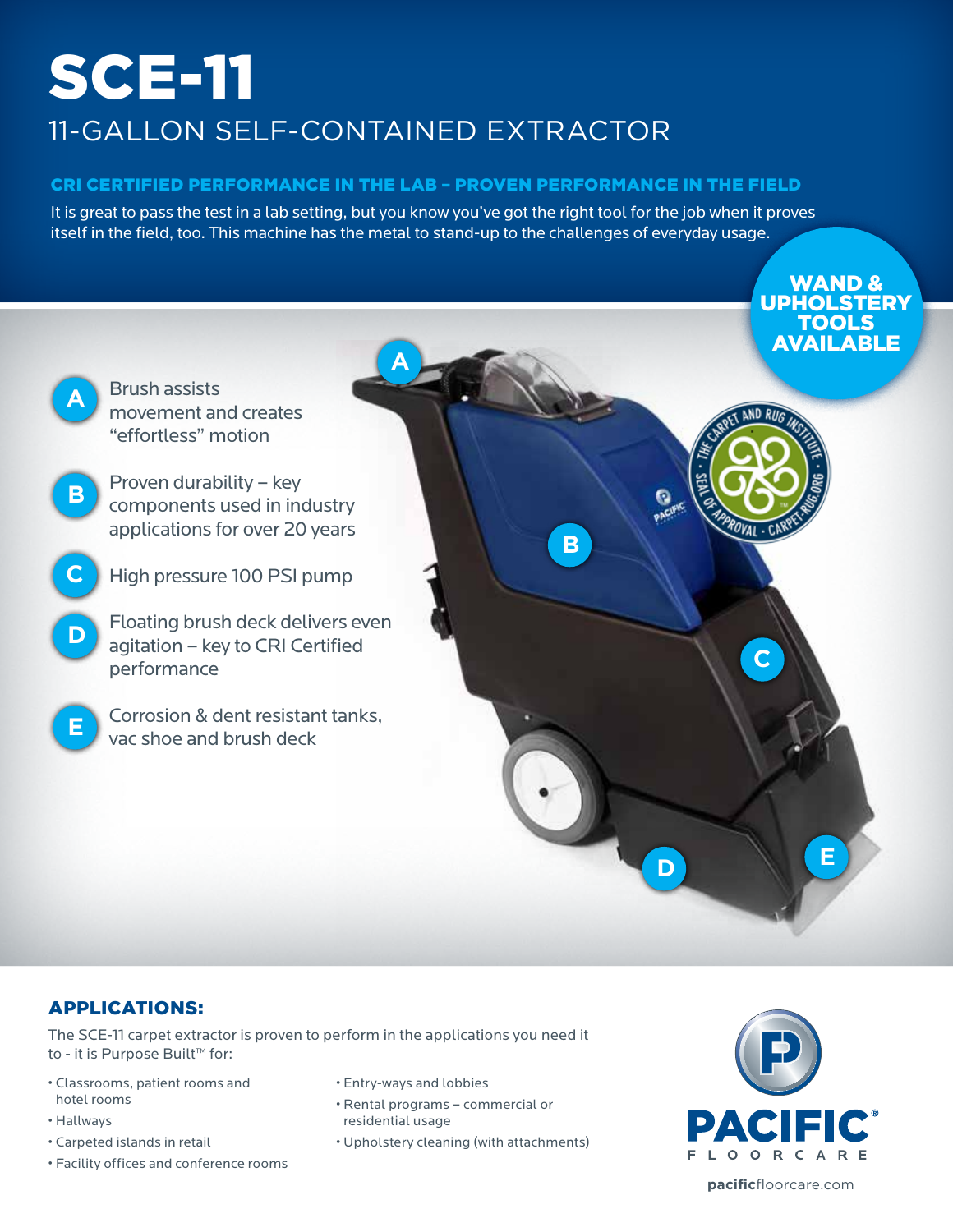# SCE-11

## 11-GALLON SELF-CONTAINED EXTRACTOR

**CRI CERTIFIED PERFORMANCE IN THE LAB – PROVEN PERFORMANCE IN THE FIELD**

It is great to pass the test in a lab setting, but you know you've got the right tool for the job when it proves itself in the field, too. This machine has the metal to stand-up to the challenges of everyday usage.

**WAND & UPHOLSTERY TOOLS AVAILABLE**

- **A** Brush assists movement and creates "effortless" motion
- **B** Proven durability – key components used in industry applications for over 20 years
- **C** High pressure 100 PSI pump
- **D** Floating brush deck delivers even agitation – key to CRI Certified performance
- **E** Corrosion & dent resistant tanks, vac shoe and brush deck

## APPLICATIONS:

The SCE-11 carpet extractor is proven to perform in the applications you need it to - it is Purpose Built™ for:

- Classrooms, patient rooms and hotel rooms
- Hallways
- Carpeted islands in retail
- Facility offices and conference rooms
- Entry-ways and lobbies
- Rental programs – commercial or residential usage
- Upholstery cleaning (with attachments)

PACIFIC® FLOORCARE

pacificfloorcare.com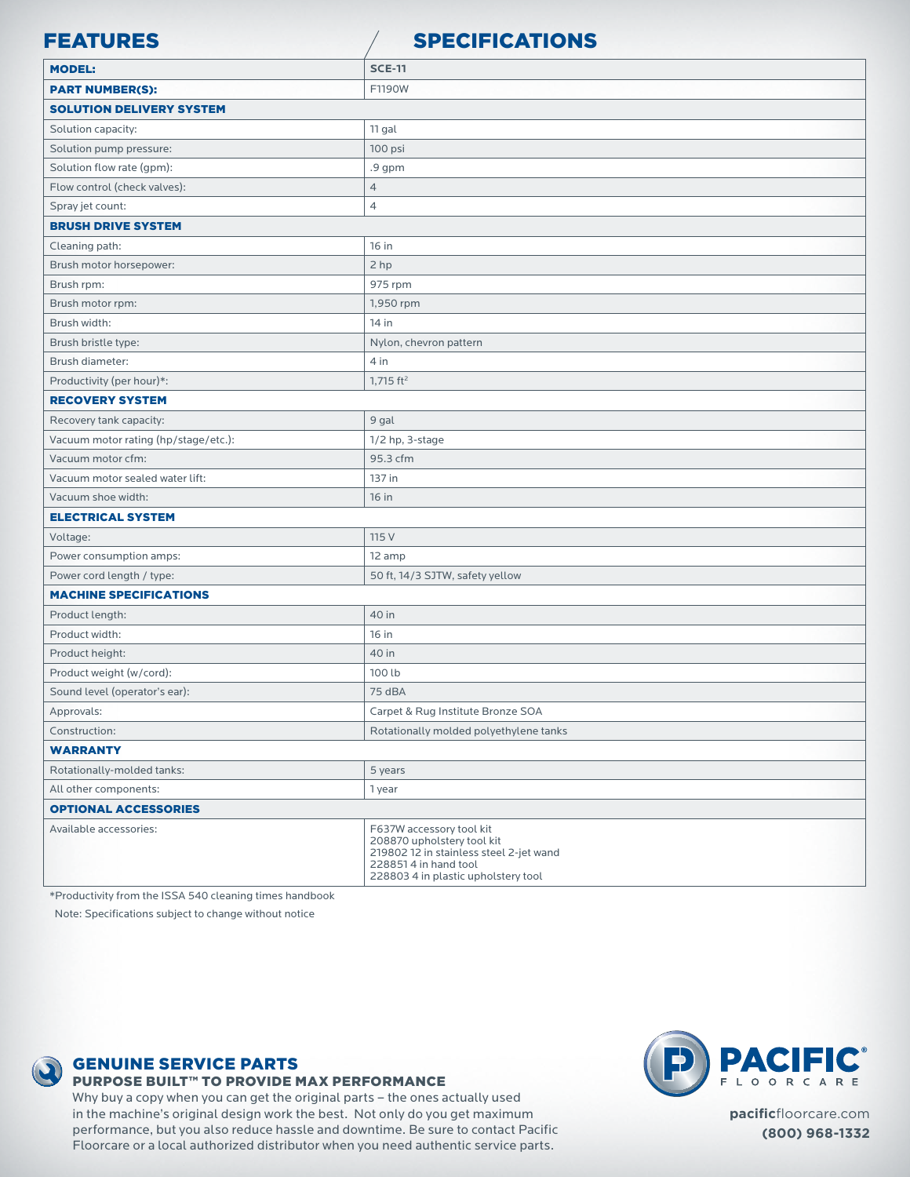# FEATURES / SPECIFICATIONS

| | |
|---|---|
| **MODEL:** | **SCE-11** |
| **PART NUMBER(S):** | F1190W |
| **SOLUTION DELIVERY SYSTEM** | |
| Solution capacity: | 11 gal |
| Solution pump pressure: | 100 psi |
| Solution flow rate (gpm): | .9 gpm |
| Flow control (check valves): | 4 |
| Spray jet count: | 4 |
| **BRUSH DRIVE SYSTEM** | |
| Cleaning path: | 16 in |
| Brush motor horsepower: | 2 hp |
| Brush rpm: | 975 rpm |
| Brush motor rpm: | 1,950 rpm |
| Brush width: | 14 in |
| Brush bristle type: | Nylon, chevron pattern |
| Brush diameter: | 4 in |
| Productivity (per hour)*: | 1,715 $ft^2$ |
| **RECOVERY SYSTEM** | |
| Recovery tank capacity: | 9 gal |
| Vacuum motor rating (hp/stage/etc.): | 1/2 hp, 3-stage |
| Vacuum motor cfm: | 95.3 cfm |
| Vacuum motor sealed water lift: | 137 in |
| Vacuum shoe width: | 16 in |
| **ELECTRICAL SYSTEM** | |
| Voltage: | 115 V |
| Power consumption amps: | 12 amp |
| Power cord length / type: | 50 ft, 14/3 SJTW, safety yellow |
| **MACHINE SPECIFICATIONS** | |
| Product length: | 40 in |
| Product width: | 16 in |
| Product height: | 40 in |
| Product weight (w/cord): | 100 lb |
| Sound level (operator's ear): | 75 dBA |
| Approvals: | Carpet & Rug Institute Bronze SOA |
| Construction: | Rotationally molded polyethylene tanks |
| **WARRANTY** | |
| Rotationally-molded tanks: | 5 years |
| All other components: | 1 year |
| **OPTIONAL ACCESSORIES** | |
| Available accessories: | F637W accessory tool kit<br>208870 upholstery tool kit<br>219802 12 in stainless steel 2-jet wand<br>228851 4 in hand tool<br>228803 4 in plastic upholstery tool |

*Productivity from the ISSA 540 cleaning times handbook

Note: Specifications subject to change without notice

## GENUINE SERVICE PARTS

**PURPOSE BUILT™ TO PROVIDE MAX PERFORMANCE**

Why buy a copy when you can get the original parts – the ones actually used in the machine's original design work the best. Not only do you get maximum performance, but you also reduce hassle and downtime. Be sure to contact Pacific Floorcare or a local authorized distributor when you need authentic service parts.

PACIFIC® FLOORCARE

**pacific**floorcare.com

**(800) 968-1332**